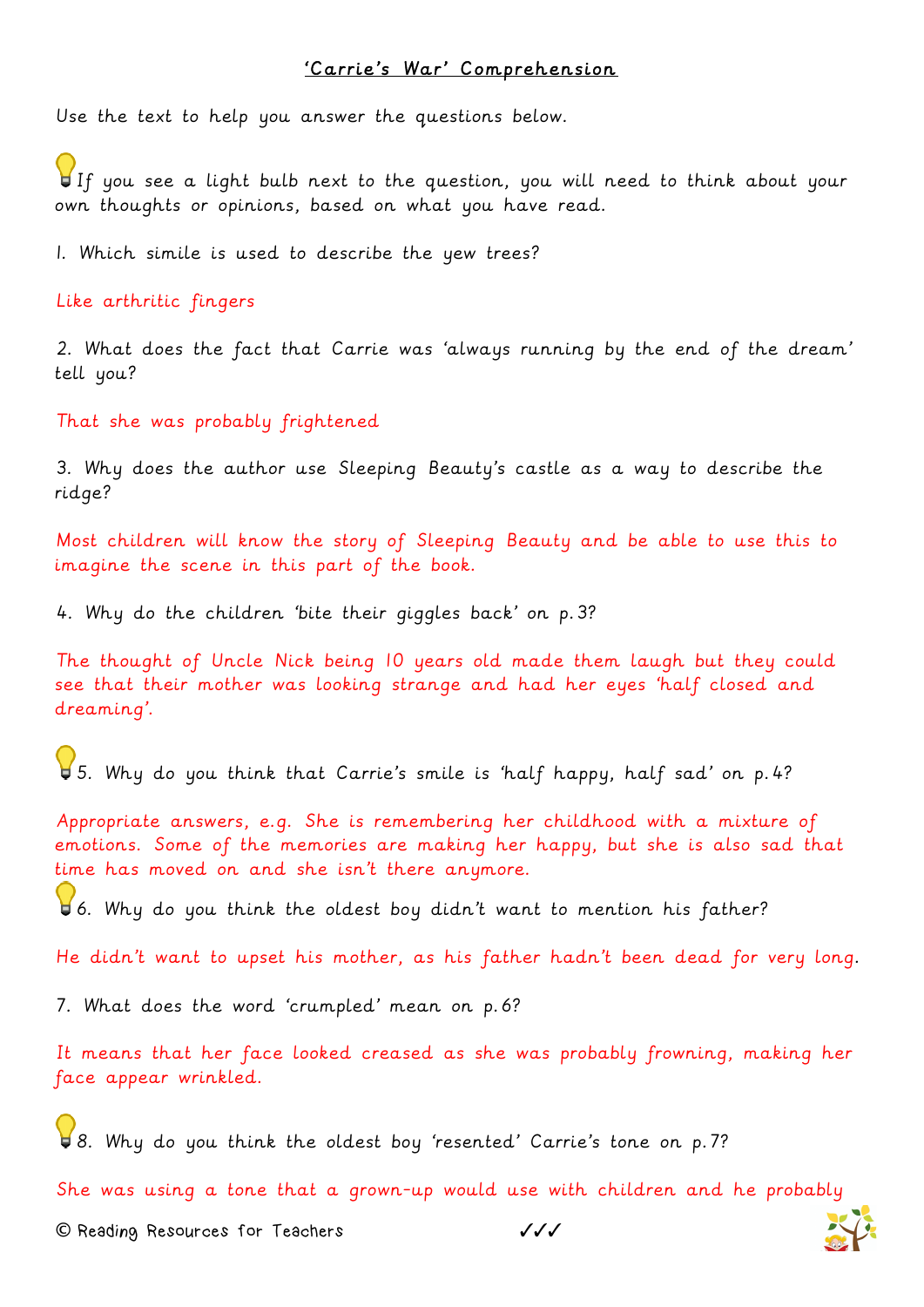## 'Carrie's War' Comprehension

Use the text to help you answer the questions below.

If you see a light bulb next to the question, you will need to think about your own thoughts or opinions, based on what you have read.

1. Which simile is used to describe the yew trees?

Like arthritic fingers

2. What does the fact that Carrie was 'always running by the end of the dream' tell you?

That she was probably frightened

3. Why does the author use Sleeping Beauty's castle as a way to describe the ridge?

Most children will know the story of Sleeping Beauty and be able to use this to imagine the scene in this part of the book.

4. Why do the children 'bite their giggles back' on p.3?

The thought of Uncle Nick being 10 years old made them laugh but they could see that their mother was looking strange and had her eyes 'half closed and dreaming'.

5. Why do you think that Carrie's smile is 'half happy, half sad' on p.4?

Appropriate answers, e.g. She is remembering her childhood with a mixture of emotions. Some of the memories are making her happy, but she is also sad that time has moved on and she isn't there anymore.

6. Why do you think the oldest boy didn't want to mention his father?

He didn't want to upset his mother, as his father hadn't been dead for very long.

7. What does the word 'crumpled' mean on p.6?

It means that her face looked creased as she was probably frowning, making her face appear wrinkled.

8. Why do you think the oldest boy 'resented' Carrie's tone on p.7?

She was using a tone that a grown-up would use with children and he probably

© Reading Resources for Teachers ✓✓✓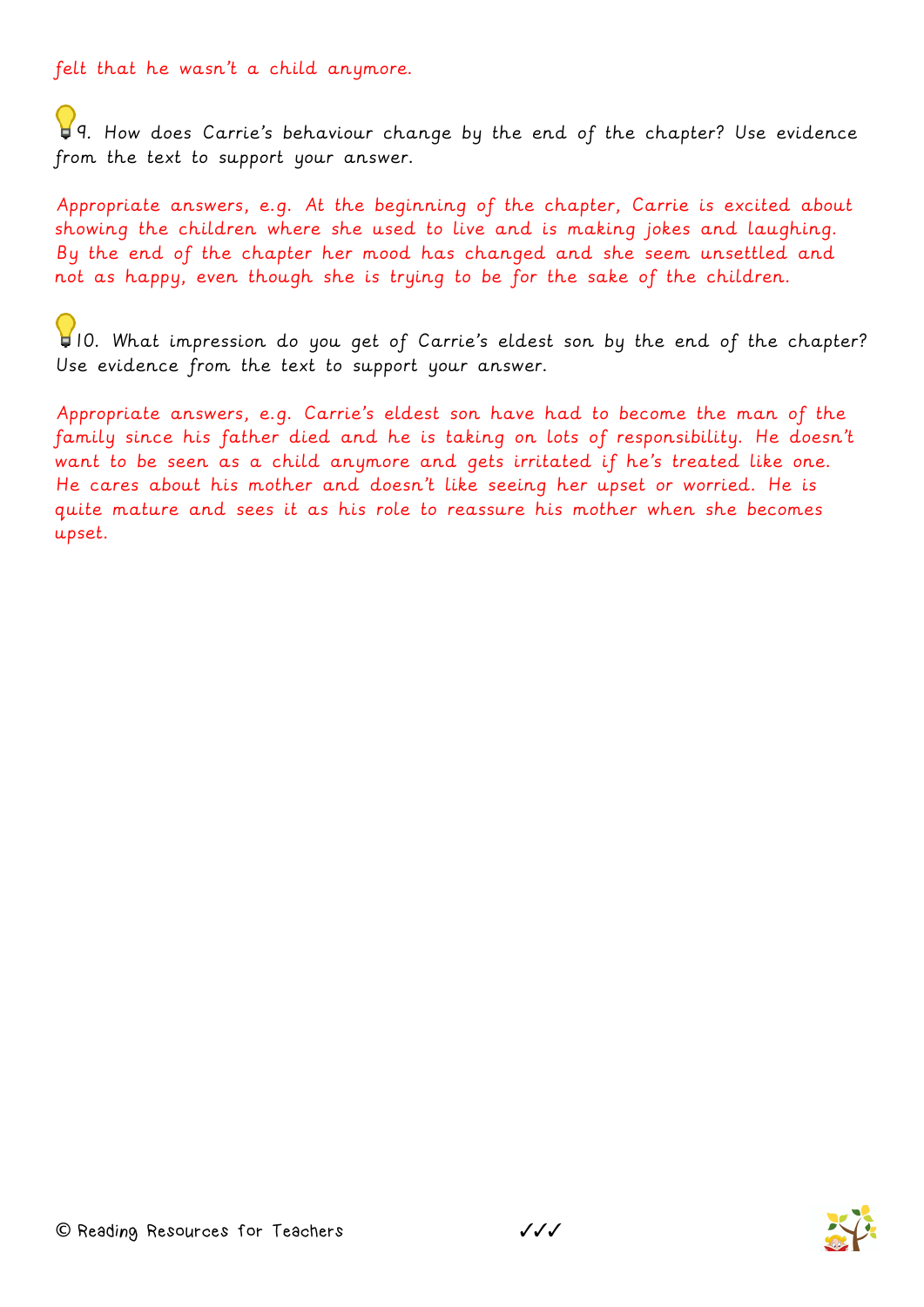felt that he wasn't a child anymore.

9. How does Carrie's behaviour change by the end of the chapter? Use evidence from the text to support your answer.

Appropriate answers, e.g. At the beginning of the chapter, Carrie is excited about showing the children where she used to live and is making jokes and laughing. By the end of the chapter her mood has changed and she seem unsettled and not as happy, even though she is trying to be for the sake of the children.

10. What impression do you get of Carrie's eldest son by the end of the chapter? Use evidence from the text to support your answer.

Appropriate answers, e.g. Carrie's eldest son have had to become the man of the family since his father died and he is taking on lots of responsibility. He doesn't want to be seen as a child anymore and gets irritated if he's treated like one. He cares about his mother and doesn't like seeing her upset or worried. He is quite mature and sees it as his role to reassure his mother when she becomes upset.